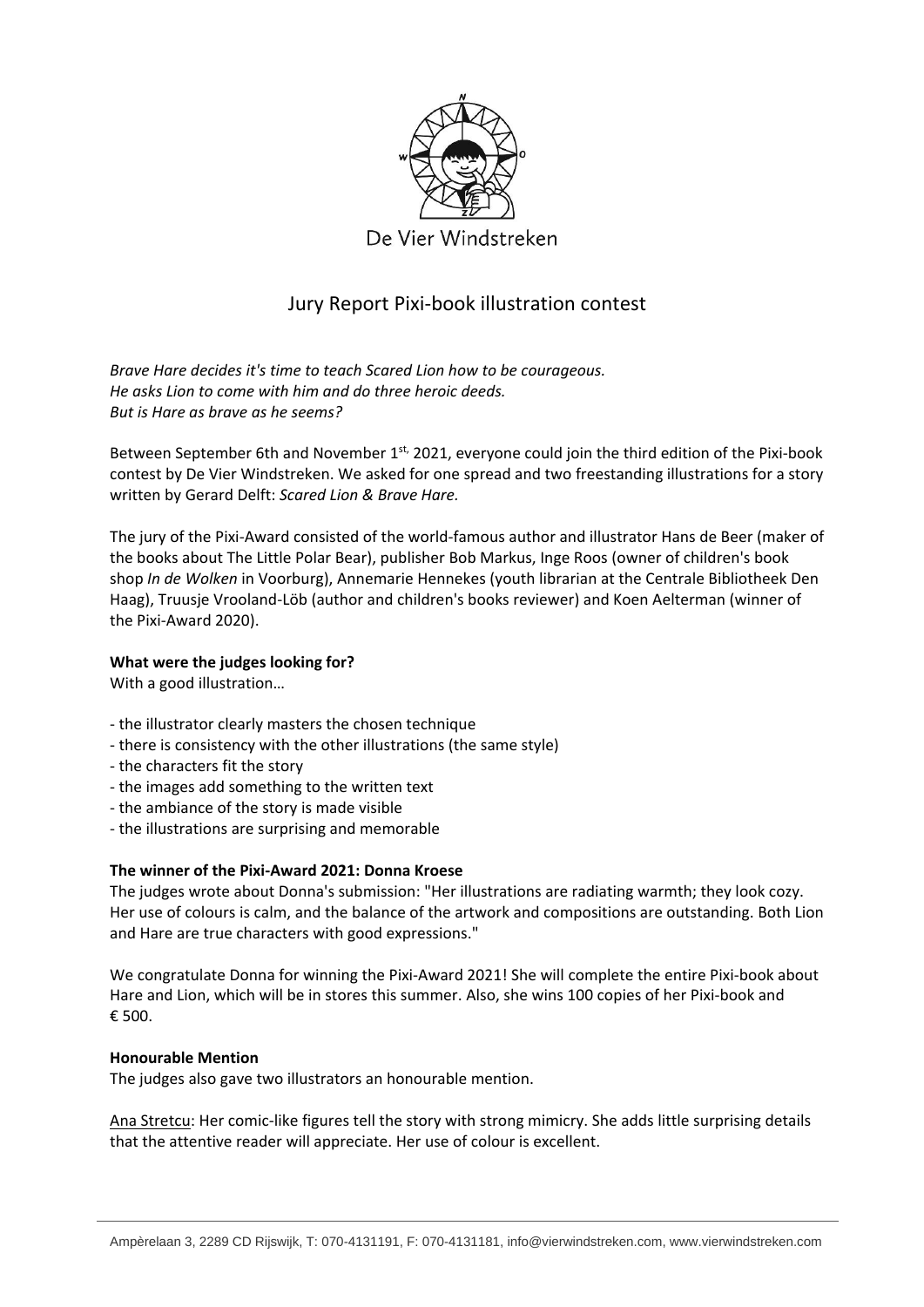De Vier Windstreken

# Jury Report Pixi-book illustration contest

*Brave Hare decides it's time to teach Scared Lion how to be courageous.*
*He asks Lion to come with him and do three heroic deeds.*
*But is Hare as brave as he seems?*

Between September 6th and November 1st, 2021, everyone could join the third edition of the Pixi-book contest by De Vier Windstreken. We asked for one spread and two freestanding illustrations for a story written by Gerard Delft: *Scared Lion & Brave Hare.*

The jury of the Pixi-Award consisted of the world-famous author and illustrator Hans de Beer (maker of the books about The Little Polar Bear), publisher Bob Markus, Inge Roos (owner of children's book shop *In de Wolken* in Voorburg), Annemarie Hennekes (youth librarian at the Centrale Bibliotheek Den Haag), Truusje Vrooland-Löb (author and children's books reviewer) and Koen Aelterman (winner of the Pixi-Award 2020).

**What were the judges looking for?**
With a good illustration…

- the illustrator clearly masters the chosen technique
- there is consistency with the other illustrations (the same style)
- the characters fit the story
- the images add something to the written text
- the ambiance of the story is made visible
- the illustrations are surprising and memorable

**The winner of the Pixi-Award 2021: Donna Kroese**
The judges wrote about Donna's submission: "Her illustrations are radiating warmth; they look cozy. Her use of colours is calm, and the balance of the artwork and compositions are outstanding. Both Lion and Hare are true characters with good expressions."

We congratulate Donna for winning the Pixi-Award 2021! She will complete the entire Pixi-book about Hare and Lion, which will be in stores this summer. Also, she wins 100 copies of her Pixi-book and € 500.

**Honourable Mention**
The judges also gave two illustrators an honourable mention.

Ana Stretcu: Her comic-like figures tell the story with strong mimicry. She adds little surprising details that the attentive reader will appreciate. Her use of colour is excellent.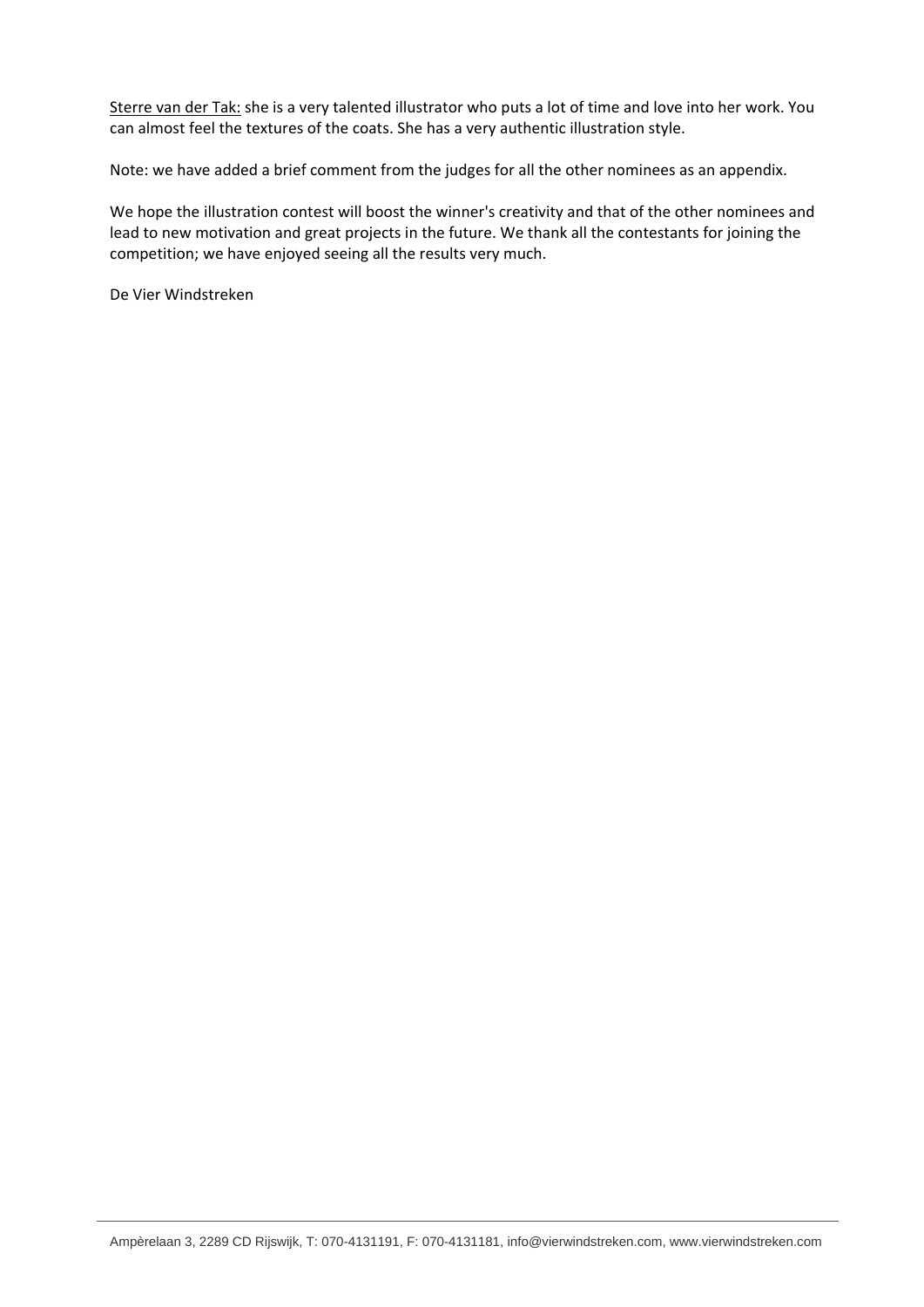Sterre van der Tak: she is a very talented illustrator who puts a lot of time and love into her work. You can almost feel the textures of the coats. She has a very authentic illustration style.

Note: we have added a brief comment from the judges for all the other nominees as an appendix.

We hope the illustration contest will boost the winner's creativity and that of the other nominees and lead to new motivation and great projects in the future. We thank all the contestants for joining the competition; we have enjoyed seeing all the results very much.

De Vier Windstreken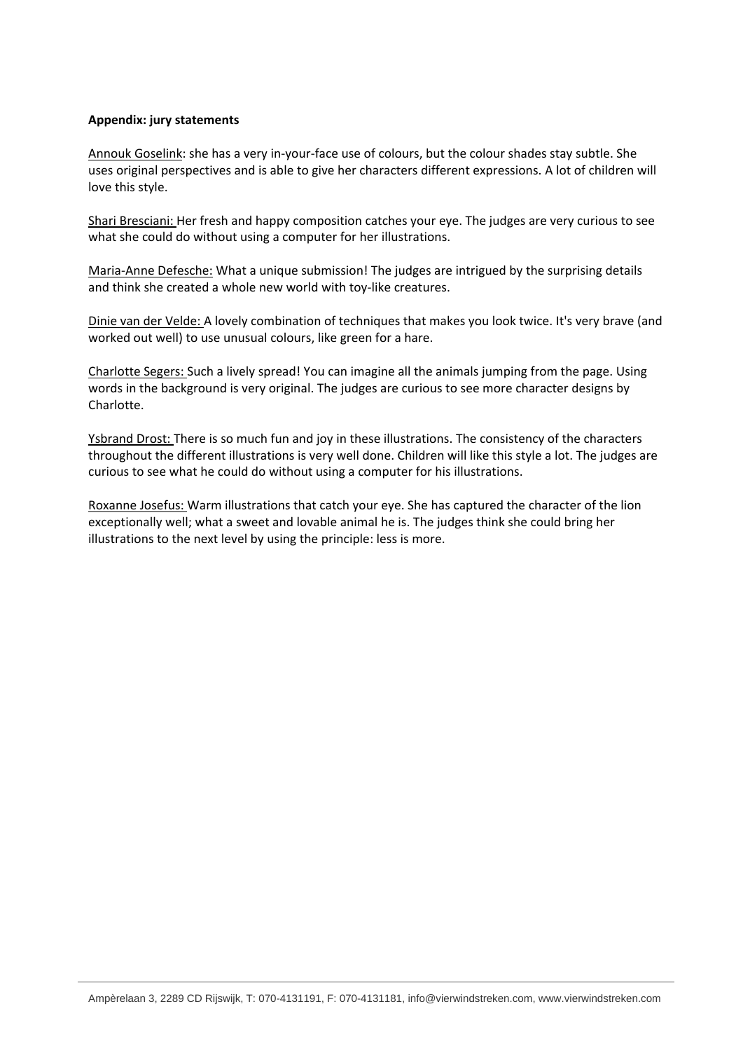**Appendix: jury statements**

Annouk Goselink: she has a very in-your-face use of colours, but the colour shades stay subtle. She uses original perspectives and is able to give her characters different expressions. A lot of children will love this style.

Shari Bresciani: Her fresh and happy composition catches your eye. The judges are very curious to see what she could do without using a computer for her illustrations.

Maria-Anne Defesche: What a unique submission! The judges are intrigued by the surprising details and think she created a whole new world with toy-like creatures.

Dinie van der Velde: A lovely combination of techniques that makes you look twice. It's very brave (and worked out well) to use unusual colours, like green for a hare.

Charlotte Segers: Such a lively spread! You can imagine all the animals jumping from the page. Using words in the background is very original. The judges are curious to see more character designs by Charlotte.

Ysbrand Drost: There is so much fun and joy in these illustrations. The consistency of the characters throughout the different illustrations is very well done. Children will like this style a lot. The judges are curious to see what he could do without using a computer for his illustrations.

Roxanne Josefus: Warm illustrations that catch your eye. She has captured the character of the lion exceptionally well; what a sweet and lovable animal he is. The judges think she could bring her illustrations to the next level by using the principle: less is more.